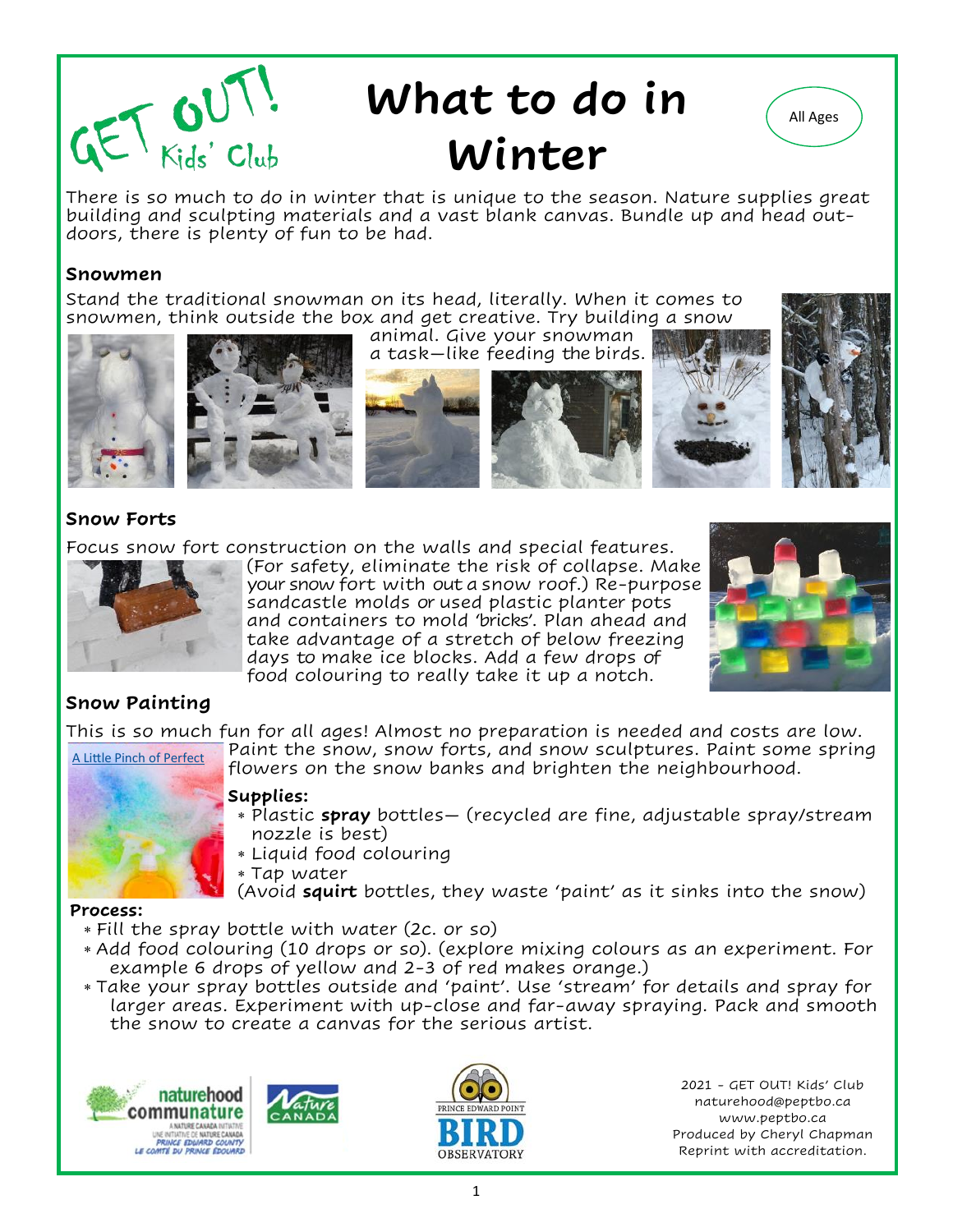GET OUT! Kids' Club

# What to do in Winter

All Ages

There is so much to do in winter that is unique to the season. Nature supplies great building and sculpting materials and a vast blank canvas. Bundle up and head outdoors, there is plenty of fun to be had.

## Snowmen

Stand the traditional snowman on its head, literally. When it comes to snowmen, think outside the box and get creative. Try building a snow animal. Give your snowman a task—like feeding the birds.

## Snow Forts

Focus snow fort construction on the walls and special features. (For safety, eliminate the risk of collapse. Make your snow fort without a snow roof.) Re-purpose sandcastle molds or used plastic planter pots and containers to mold 'bricks'. Plan ahead and take advantage of a stretch of below freezing days to make ice blocks. Add a few drops of food colouring to really take it up a notch.

## Snow Painting

This is so much fun for all ages! Almost no preparation is needed and costs are low. Paint the snow, snow forts, and snow sculptures. Paint some spring flowers on the snow banks and brighten the neighbourhood.

A Little Pinch of Perfect

**Supplies:**

- Plastic **spray** bottles— (recycled are fine, adjustable spray/stream nozzle is best)
- Liquid food colouring
- Tap water

(Avoid **squirt** bottles, they waste 'paint' as it sinks into the snow)

**Process:**

- Fill the spray bottle with water (2c. or so)
- Add food colouring (10 drops or so). (explore mixing colours as an experiment. For example 6 drops of yellow and 2-3 of red makes orange.)
- Take your spray bottles outside and 'paint'. Use 'stream' for details and spray for larger areas. Experiment with up-close and far-away spraying. Pack and smooth the snow to create a canvas for the serious artist.

2021 - GET OUT! Kids' Club
naturehood@peptbo.ca
www.peptbo.ca
Produced by Cheryl Chapman
Reprint with accreditation.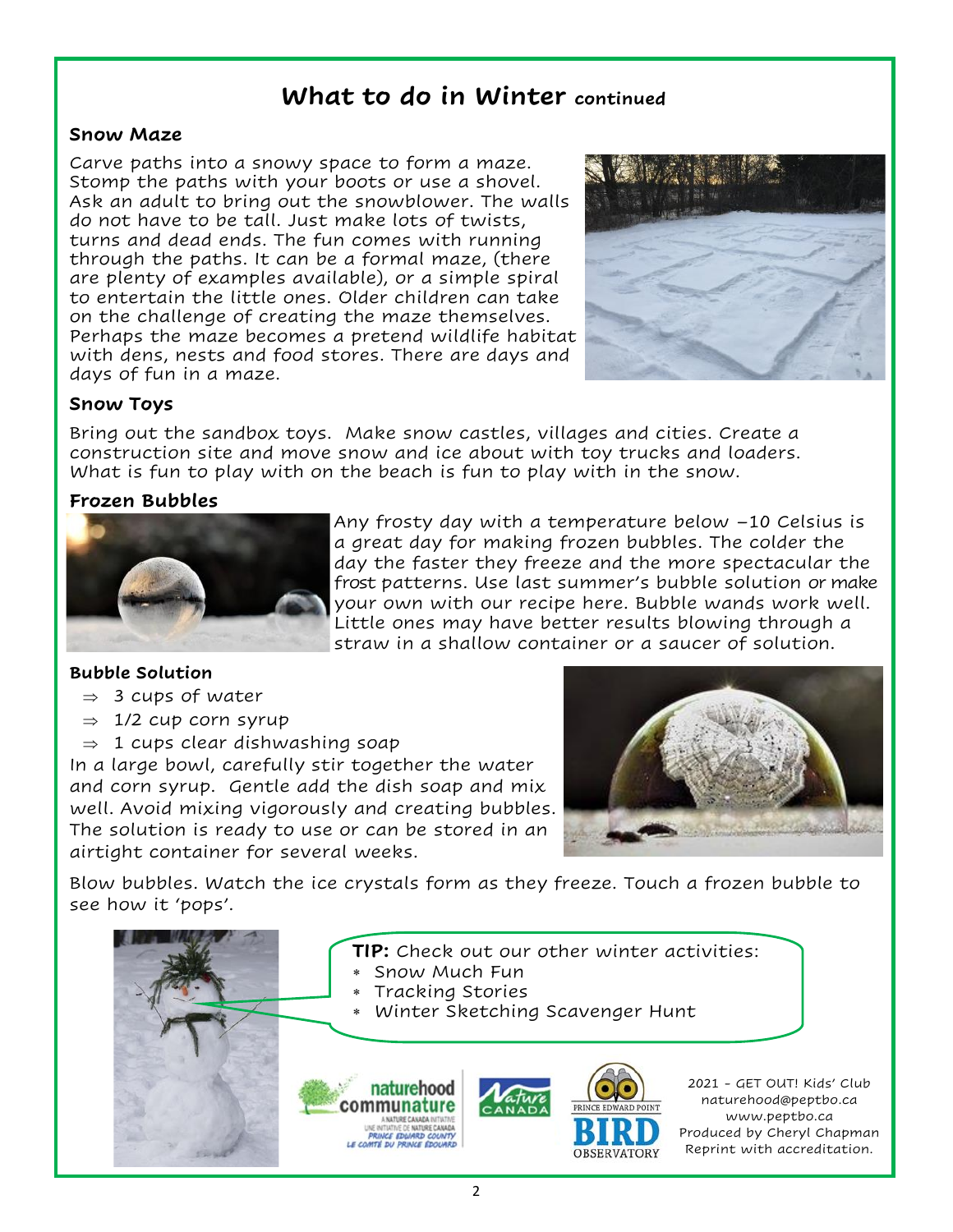# What to do in Winter continued

### Snow Maze

Carve paths into a snowy space to form a maze. Stomp the paths with your boots or use a shovel. Ask an adult to bring out the snowblower. The walls do not have to be tall. Just make lots of twists, turns and dead ends. The fun comes with running through the paths. It can be a formal maze, (there are plenty of examples available), or a simple spiral to entertain the little ones. Older children can take on the challenge of creating the maze themselves. Perhaps the maze becomes a pretend wildlife habitat with dens, nests and food stores. There are days and days of fun in a maze.

### Snow Toys

Bring out the sandbox toys. Make snow castles, villages and cities. Create a construction site and move snow and ice about with toy trucks and loaders. What is fun to play with on the beach is fun to play with in the snow.

### Frozen Bubbles

Any frosty day with a temperature below −10 Celsius is a great day for making frozen bubbles. The colder the day the faster they freeze and the more spectacular the frost patterns. Use last summer's bubble solution or make your own with our recipe here. Bubble wands work well. Little ones may have better results blowing through a straw in a shallow container or a saucer of solution.

**Bubble Solution**

- ⇒ 3 cups of water
- ⇒ 1/2 cup corn syrup
- ⇒ 1 cups clear dishwashing soap

In a large bowl, carefully stir together the water and corn syrup. Gentle add the dish soap and mix well. Avoid mixing vigorously and creating bubbles. The solution is ready to use or can be stored in an airtight container for several weeks.

Blow bubbles. Watch the ice crystals form as they freeze. Touch a frozen bubble to see how it 'pops'.

**TIP:** Check out our other winter activities:

- Snow Much Fun
- Tracking Stories
- Winter Sketching Scavenger Hunt

naturehood communature — A Nature Canada Initiative / Une initiative de Nature Canada — Prince Edward County / Le comté du Prince Édouard

Nature Canada

Prince Edward Point Bird Observatory

2021 - GET OUT! Kids' Club
naturehood@peptbo.ca
www.peptbo.ca
Produced by Cheryl Chapman
Reprint with accreditation.